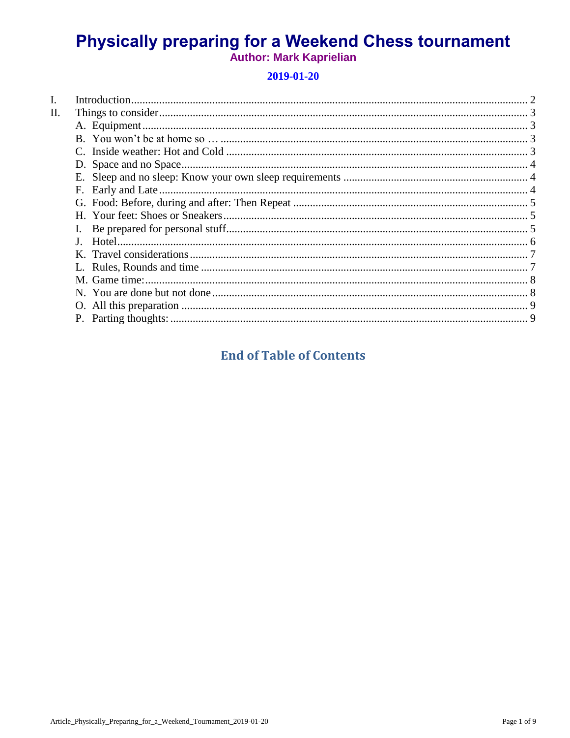# Physically preparing for a Weekend Chess tournament

**Author: Mark Kaprielian**

**2019-01-20**

- I. Introduction .......... 2
- II. Things to consider .......... 3
  - A. Equipment .......... 3
  - B. You won't be at home so … .......... 3
  - C. Inside weather: Hot and Cold .......... 3
  - D. Space and no Space .......... 4
  - E. Sleep and no sleep: Know your own sleep requirements .......... 4
  - F. Early and Late .......... 4
  - G. Food: Before, during and after: Then Repeat .......... 5
  - H. Your feet: Shoes or Sneakers .......... 5
  - I. Be prepared for personal stuff .......... 5
  - J. Hotel .......... 6
  - K. Travel considerations .......... 7
  - L. Rules, Rounds and time .......... 7
  - M. Game time: .......... 8
  - N. You are done but not done .......... 8
  - O. All this preparation .......... 9
  - P. Parting thoughts: .......... 9

## End of Table of Contents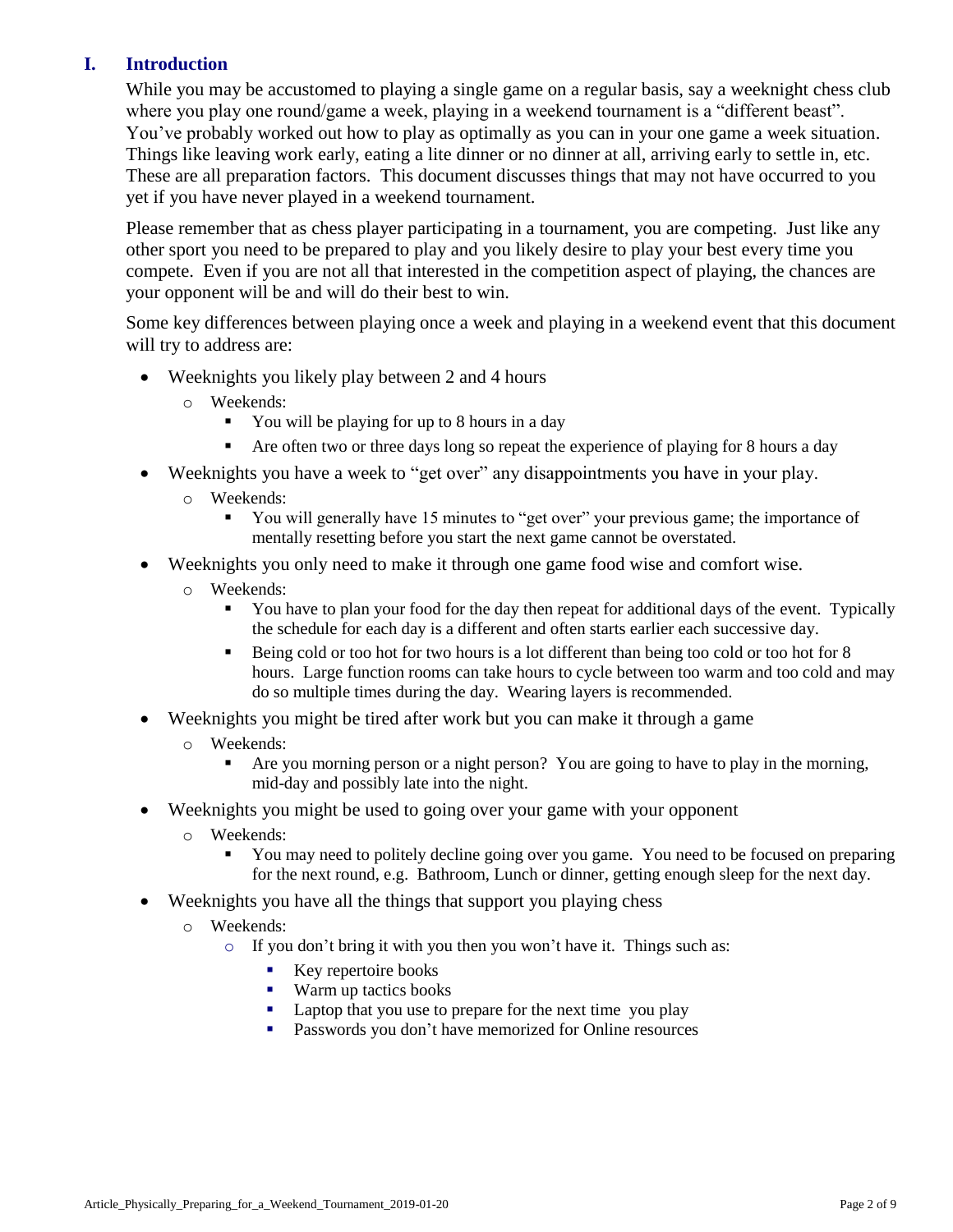## I. Introduction

While you may be accustomed to playing a single game on a regular basis, say a weeknight chess club where you play one round/game a week, playing in a weekend tournament is a "different beast". You've probably worked out how to play as optimally as you can in your one game a week situation. Things like leaving work early, eating a lite dinner or no dinner at all, arriving early to settle in, etc. These are all preparation factors. This document discusses things that may not have occurred to you yet if you have never played in a weekend tournament.

Please remember that as chess player participating in a tournament, you are competing. Just like any other sport you need to be prepared to play and you likely desire to play your best every time you compete. Even if you are not all that interested in the competition aspect of playing, the chances are your opponent will be and will do their best to win.

Some key differences between playing once a week and playing in a weekend event that this document will try to address are:

- Weeknights you likely play between 2 and 4 hours
  - Weekends:
    - You will be playing for up to 8 hours in a day
    - Are often two or three days long so repeat the experience of playing for 8 hours a day
- Weeknights you have a week to "get over" any disappointments you have in your play.
  - Weekends:
    - You will generally have 15 minutes to "get over" your previous game; the importance of mentally resetting before you start the next game cannot be overstated.
- Weeknights you only need to make it through one game food wise and comfort wise.
  - Weekends:
    - You have to plan your food for the day then repeat for additional days of the event. Typically the schedule for each day is a different and often starts earlier each successive day.
    - Being cold or too hot for two hours is a lot different than being too cold or too hot for 8 hours. Large function rooms can take hours to cycle between too warm and too cold and may do so multiple times during the day. Wearing layers is recommended.
- Weeknights you might be tired after work but you can make it through a game
  - Weekends:
    - Are you morning person or a night person? You are going to have to play in the morning, mid-day and possibly late into the night.
- Weeknights you might be used to going over your game with your opponent
  - Weekends:
    - You may need to politely decline going over you game. You need to be focused on preparing for the next round, e.g. Bathroom, Lunch or dinner, getting enough sleep for the next day.
- Weeknights you have all the things that support you playing chess
  - Weekends:
    - If you don't bring it with you then you won't have it. Things such as:
      - Key repertoire books
      - Warm up tactics books
      - Laptop that you use to prepare for the next time you play
      - Passwords you don't have memorized for Online resources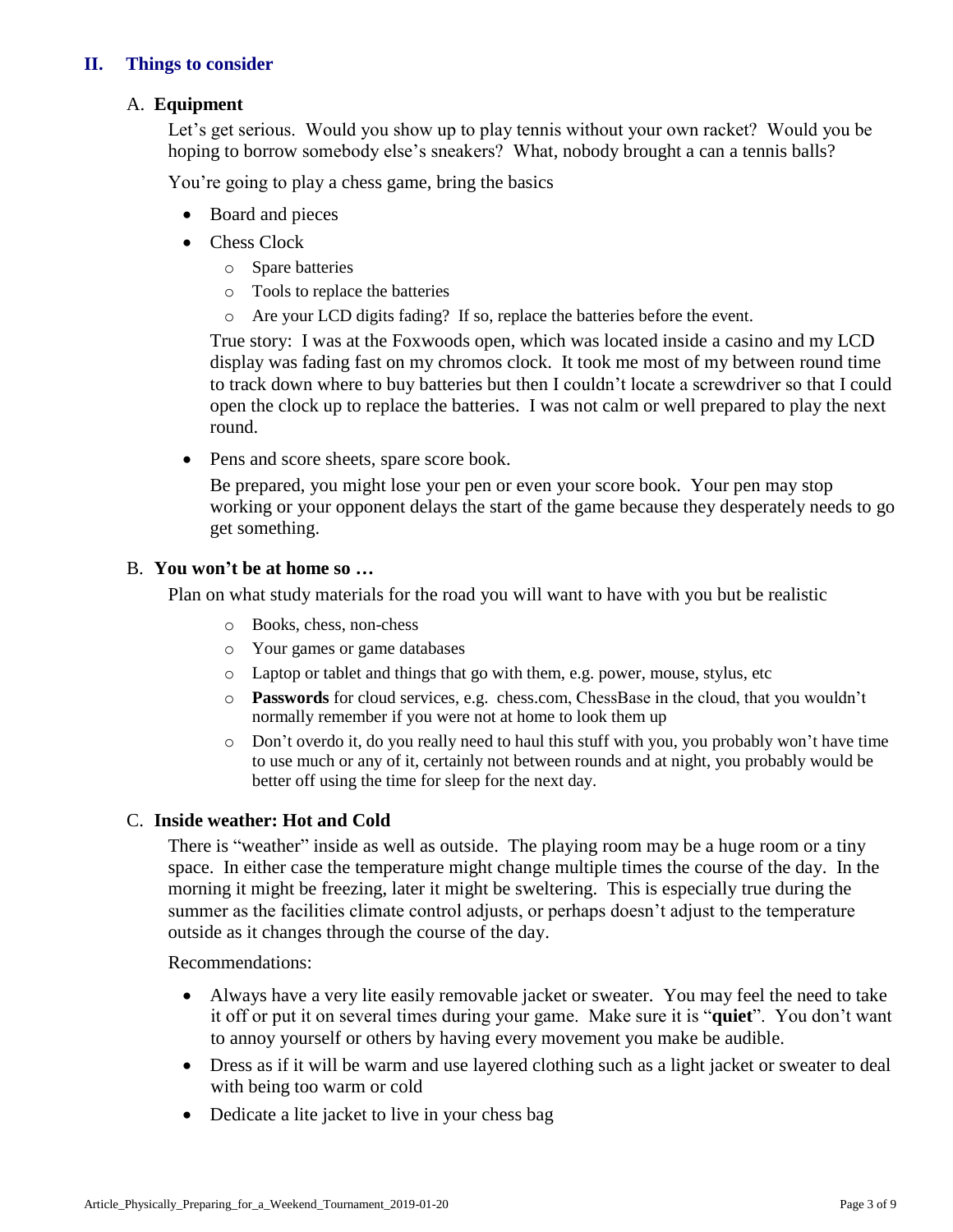## II. Things to consider

### A. Equipment

Let's get serious. Would you show up to play tennis without your own racket? Would you be hoping to borrow somebody else's sneakers? What, nobody brought a can a tennis balls?

You're going to play a chess game, bring the basics

- Board and pieces
- Chess Clock
  - Spare batteries
  - Tools to replace the batteries
  - Are your LCD digits fading? If so, replace the batteries before the event.

  True story: I was at the Foxwoods open, which was located inside a casino and my LCD display was fading fast on my chromos clock. It took me most of my between round time to track down where to buy batteries but then I couldn't locate a screwdriver so that I could open the clock up to replace the batteries. I was not calm or well prepared to play the next round.

- Pens and score sheets, spare score book.

  Be prepared, you might lose your pen or even your score book. Your pen may stop working or your opponent delays the start of the game because they desperately needs to go get something.

### B. You won't be at home so …

Plan on what study materials for the road you will want to have with you but be realistic

- Books, chess, non-chess
- Your games or game databases
- Laptop or tablet and things that go with them, e.g. power, mouse, stylus, etc
- **Passwords** for cloud services, e.g. chess.com, ChessBase in the cloud, that you wouldn't normally remember if you were not at home to look them up
- Don't overdo it, do you really need to haul this stuff with you, you probably won't have time to use much or any of it, certainly not between rounds and at night, you probably would be better off using the time for sleep for the next day.

### C. Inside weather: Hot and Cold

There is "weather" inside as well as outside. The playing room may be a huge room or a tiny space. In either case the temperature might change multiple times the course of the day. In the morning it might be freezing, later it might be sweltering. This is especially true during the summer as the facilities climate control adjusts, or perhaps doesn't adjust to the temperature outside as it changes through the course of the day.

Recommendations:

- Always have a very lite easily removable jacket or sweater. You may feel the need to take it off or put it on several times during your game. Make sure it is "**quiet**". You don't want to annoy yourself or others by having every movement you make be audible.
- Dress as if it will be warm and use layered clothing such as a light jacket or sweater to deal with being too warm or cold
- Dedicate a lite jacket to live in your chess bag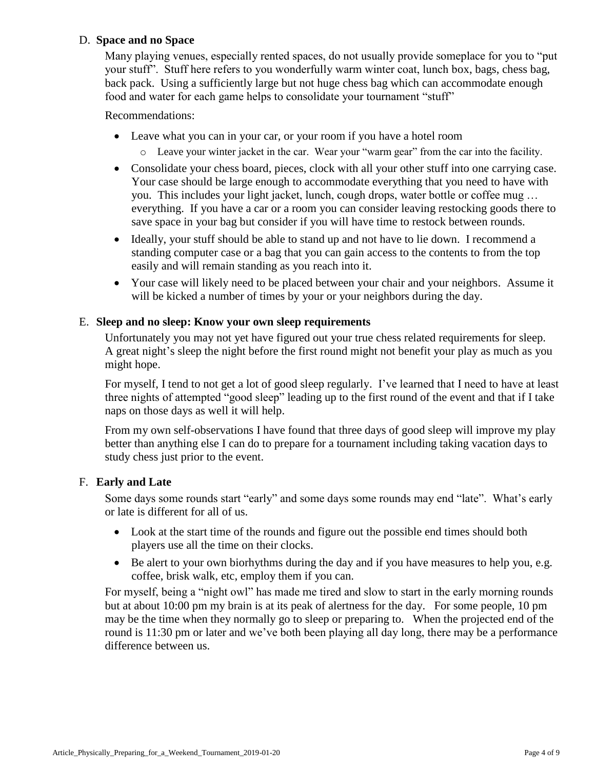### D. **Space and no Space**

Many playing venues, especially rented spaces, do not usually provide someplace for you to "put your stuff". Stuff here refers to you wonderfully warm winter coat, lunch box, bags, chess bag, back pack. Using a sufficiently large but not huge chess bag which can accommodate enough food and water for each game helps to consolidate your tournament "stuff"

Recommendations:

- Leave what you can in your car, or your room if you have a hotel room
  - Leave your winter jacket in the car. Wear your "warm gear" from the car into the facility.
- Consolidate your chess board, pieces, clock with all your other stuff into one carrying case. Your case should be large enough to accommodate everything that you need to have with you. This includes your light jacket, lunch, cough drops, water bottle or coffee mug … everything. If you have a car or a room you can consider leaving restocking goods there to save space in your bag but consider if you will have time to restock between rounds.
- Ideally, your stuff should be able to stand up and not have to lie down. I recommend a standing computer case or a bag that you can gain access to the contents to from the top easily and will remain standing as you reach into it.
- Your case will likely need to be placed between your chair and your neighbors. Assume it will be kicked a number of times by your or your neighbors during the day.

### E. **Sleep and no sleep: Know your own sleep requirements**

Unfortunately you may not yet have figured out your true chess related requirements for sleep. A great night's sleep the night before the first round might not benefit your play as much as you might hope.

For myself, I tend to not get a lot of good sleep regularly. I've learned that I need to have at least three nights of attempted "good sleep" leading up to the first round of the event and that if I take naps on those days as well it will help.

From my own self-observations I have found that three days of good sleep will improve my play better than anything else I can do to prepare for a tournament including taking vacation days to study chess just prior to the event.

### F. **Early and Late**

Some days some rounds start "early" and some days some rounds may end "late". What's early or late is different for all of us.

- Look at the start time of the rounds and figure out the possible end times should both players use all the time on their clocks.
- Be alert to your own biorhythms during the day and if you have measures to help you, e.g. coffee, brisk walk, etc, employ them if you can.

For myself, being a "night owl" has made me tired and slow to start in the early morning rounds but at about 10:00 pm my brain is at its peak of alertness for the day. For some people, 10 pm may be the time when they normally go to sleep or preparing to. When the projected end of the round is 11:30 pm or later and we've both been playing all day long, there may be a performance difference between us.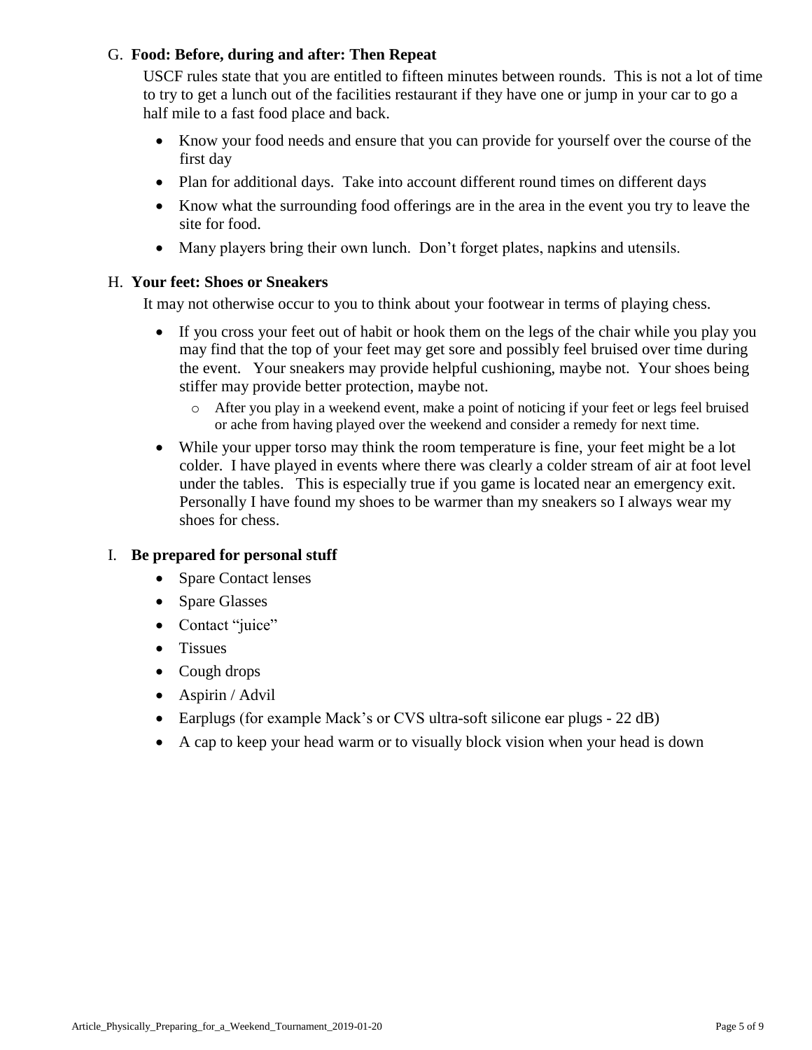G. **Food: Before, during and after: Then Repeat**

USCF rules state that you are entitled to fifteen minutes between rounds. This is not a lot of time to try to get a lunch out of the facilities restaurant if they have one or jump in your car to go a half mile to a fast food place and back.

- Know your food needs and ensure that you can provide for yourself over the course of the first day
- Plan for additional days. Take into account different round times on different days
- Know what the surrounding food offerings are in the area in the event you try to leave the site for food.
- Many players bring their own lunch. Don't forget plates, napkins and utensils.

H. **Your feet: Shoes or Sneakers**

It may not otherwise occur to you to think about your footwear in terms of playing chess.

- If you cross your feet out of habit or hook them on the legs of the chair while you play you may find that the top of your feet may get sore and possibly feel bruised over time during the event. Your sneakers may provide helpful cushioning, maybe not. Your shoes being stiffer may provide better protection, maybe not.
  - After you play in a weekend event, make a point of noticing if your feet or legs feel bruised or ache from having played over the weekend and consider a remedy for next time.
- While your upper torso may think the room temperature is fine, your feet might be a lot colder. I have played in events where there was clearly a colder stream of air at foot level under the tables. This is especially true if you game is located near an emergency exit. Personally I have found my shoes to be warmer than my sneakers so I always wear my shoes for chess.

I. **Be prepared for personal stuff**

- Spare Contact lenses
- Spare Glasses
- Contact "juice"
- Tissues
- Cough drops
- Aspirin / Advil
- Earplugs (for example Mack's or CVS ultra-soft silicone ear plugs - 22 dB)
- A cap to keep your head warm or to visually block vision when your head is down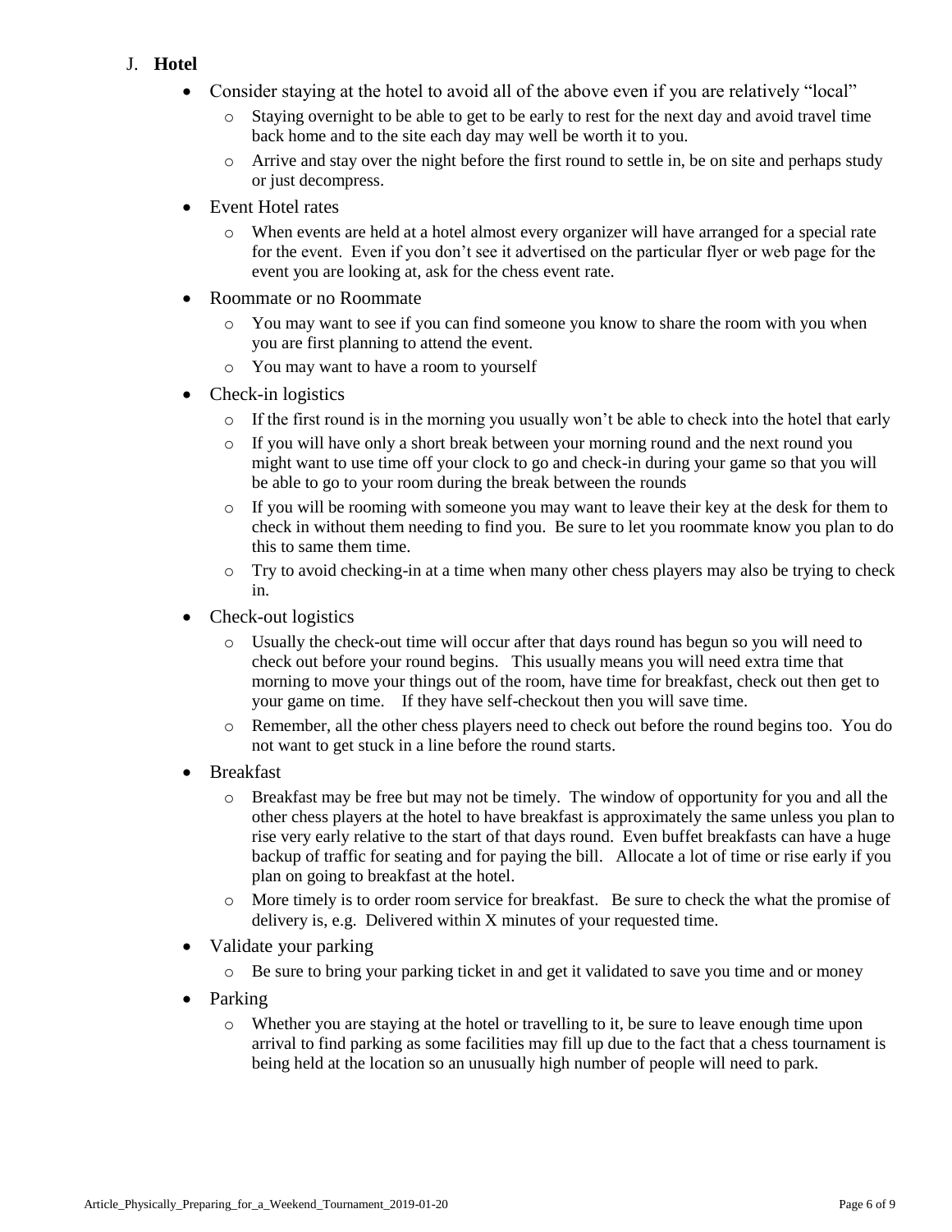J. **Hotel**

- Consider staying at the hotel to avoid all of the above even if you are relatively "local"
  - Staying overnight to be able to get to be early to rest for the next day and avoid travel time back home and to the site each day may well be worth it to you.
  - Arrive and stay over the night before the first round to settle in, be on site and perhaps study or just decompress.
- Event Hotel rates
  - When events are held at a hotel almost every organizer will have arranged for a special rate for the event. Even if you don't see it advertised on the particular flyer or web page for the event you are looking at, ask for the chess event rate.
- Roommate or no Roommate
  - You may want to see if you can find someone you know to share the room with you when you are first planning to attend the event.
  - You may want to have a room to yourself
- Check-in logistics
  - If the first round is in the morning you usually won't be able to check into the hotel that early
  - If you will have only a short break between your morning round and the next round you might want to use time off your clock to go and check-in during your game so that you will be able to go to your room during the break between the rounds
  - If you will be rooming with someone you may want to leave their key at the desk for them to check in without them needing to find you. Be sure to let you roommate know you plan to do this to same them time.
  - Try to avoid checking-in at a time when many other chess players may also be trying to check in.
- Check-out logistics
  - Usually the check-out time will occur after that days round has begun so you will need to check out before your round begins. This usually means you will need extra time that morning to move your things out of the room, have time for breakfast, check out then get to your game on time. If they have self-checkout then you will save time.
  - Remember, all the other chess players need to check out before the round begins too. You do not want to get stuck in a line before the round starts.
- Breakfast
  - Breakfast may be free but may not be timely. The window of opportunity for you and all the other chess players at the hotel to have breakfast is approximately the same unless you plan to rise very early relative to the start of that days round. Even buffet breakfasts can have a huge backup of traffic for seating and for paying the bill. Allocate a lot of time or rise early if you plan on going to breakfast at the hotel.
  - More timely is to order room service for breakfast. Be sure to check the what the promise of delivery is, e.g. Delivered within X minutes of your requested time.
- Validate your parking
  - Be sure to bring your parking ticket in and get it validated to save you time and or money
- Parking
  - Whether you are staying at the hotel or travelling to it, be sure to leave enough time upon arrival to find parking as some facilities may fill up due to the fact that a chess tournament is being held at the location so an unusually high number of people will need to park.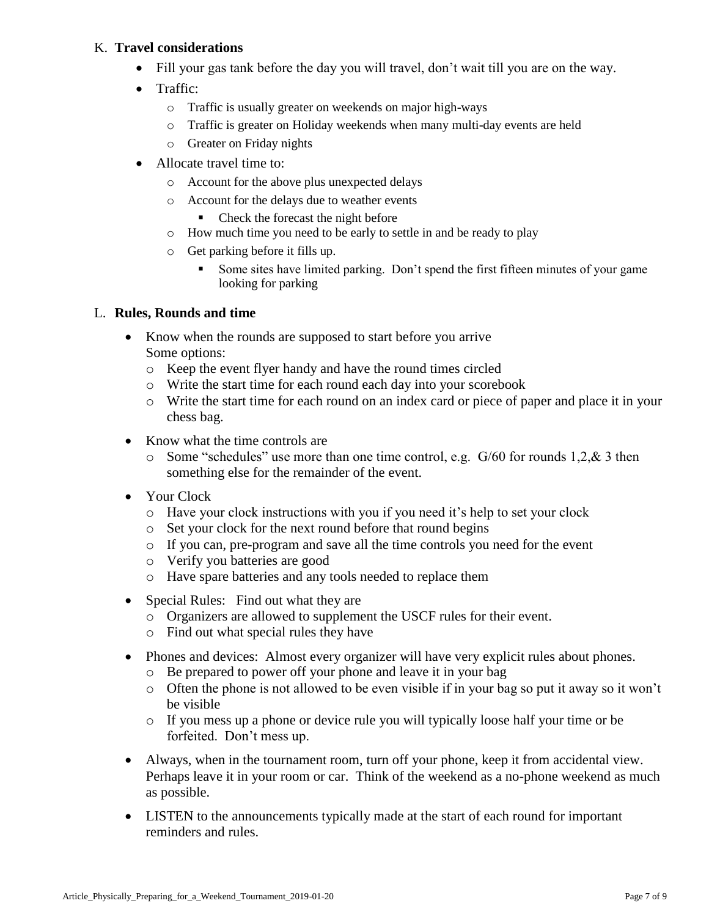K. **Travel considerations**

- Fill your gas tank before the day you will travel, don't wait till you are on the way.
- Traffic:
  - Traffic is usually greater on weekends on major high-ways
  - Traffic is greater on Holiday weekends when many multi-day events are held
  - Greater on Friday nights
- Allocate travel time to:
  - Account for the above plus unexpected delays
  - Account for the delays due to weather events
    - Check the forecast the night before
  - How much time you need to be early to settle in and be ready to play
  - Get parking before it fills up.
    - Some sites have limited parking. Don't spend the first fifteen minutes of your game looking for parking

L. **Rules, Rounds and time**

- Know when the rounds are supposed to start before you arrive
  Some options:
  - Keep the event flyer handy and have the round times circled
  - Write the start time for each round each day into your scorebook
  - Write the start time for each round on an index card or piece of paper and place it in your chess bag.
- Know what the time controls are
  - Some "schedules" use more than one time control, e.g. G/60 for rounds 1,2,& 3 then something else for the remainder of the event.
- Your Clock
  - Have your clock instructions with you if you need it's help to set your clock
  - Set your clock for the next round before that round begins
  - If you can, pre-program and save all the time controls you need for the event
  - Verify you batteries are good
  - Have spare batteries and any tools needed to replace them
- Special Rules: Find out what they are
  - Organizers are allowed to supplement the USCF rules for their event.
  - Find out what special rules they have
- Phones and devices: Almost every organizer will have very explicit rules about phones.
  - Be prepared to power off your phone and leave it in your bag
  - Often the phone is not allowed to be even visible if in your bag so put it away so it won't be visible
  - If you mess up a phone or device rule you will typically loose half your time or be forfeited. Don't mess up.
- Always, when in the tournament room, turn off your phone, keep it from accidental view. Perhaps leave it in your room or car. Think of the weekend as a no-phone weekend as much as possible.
- LISTEN to the announcements typically made at the start of each round for important reminders and rules.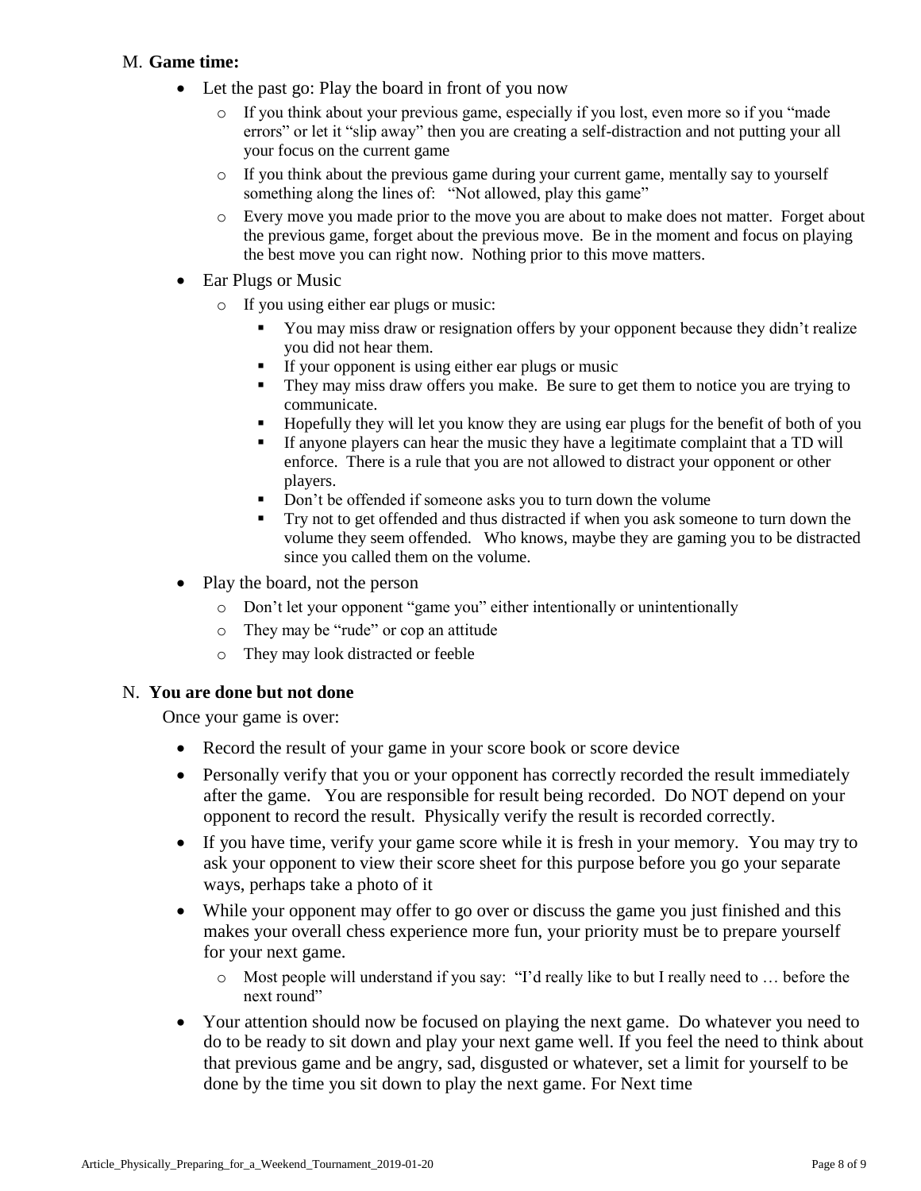M. **Game time:**

- Let the past go: Play the board in front of you now
  - If you think about your previous game, especially if you lost, even more so if you "made errors" or let it "slip away" then you are creating a self-distraction and not putting your all your focus on the current game
  - If you think about the previous game during your current game, mentally say to yourself something along the lines of: "Not allowed, play this game"
  - Every move you made prior to the move you are about to make does not matter. Forget about the previous game, forget about the previous move. Be in the moment and focus on playing the best move you can right now. Nothing prior to this move matters.
- Ear Plugs or Music
  - If you using either ear plugs or music:
    - You may miss draw or resignation offers by your opponent because they didn't realize you did not hear them.
    - If your opponent is using either ear plugs or music
    - They may miss draw offers you make. Be sure to get them to notice you are trying to communicate.
    - Hopefully they will let you know they are using ear plugs for the benefit of both of you
    - If anyone players can hear the music they have a legitimate complaint that a TD will enforce. There is a rule that you are not allowed to distract your opponent or other players.
    - Don't be offended if someone asks you to turn down the volume
    - Try not to get offended and thus distracted if when you ask someone to turn down the volume they seem offended. Who knows, maybe they are gaming you to be distracted since you called them on the volume.
- Play the board, not the person
  - Don't let your opponent "game you" either intentionally or unintentionally
  - They may be "rude" or cop an attitude
  - They may look distracted or feeble

N. **You are done but not done**

Once your game is over:

- Record the result of your game in your score book or score device
- Personally verify that you or your opponent has correctly recorded the result immediately after the game. You are responsible for result being recorded. Do NOT depend on your opponent to record the result. Physically verify the result is recorded correctly.
- If you have time, verify your game score while it is fresh in your memory. You may try to ask your opponent to view their score sheet for this purpose before you go your separate ways, perhaps take a photo of it
- While your opponent may offer to go over or discuss the game you just finished and this makes your overall chess experience more fun, your priority must be to prepare yourself for your next game.
  - Most people will understand if you say: "I'd really like to but I really need to … before the next round"
- Your attention should now be focused on playing the next game. Do whatever you need to do to be ready to sit down and play your next game well. If you feel the need to think about that previous game and be angry, sad, disgusted or whatever, set a limit for yourself to be done by the time you sit down to play the next game. For Next time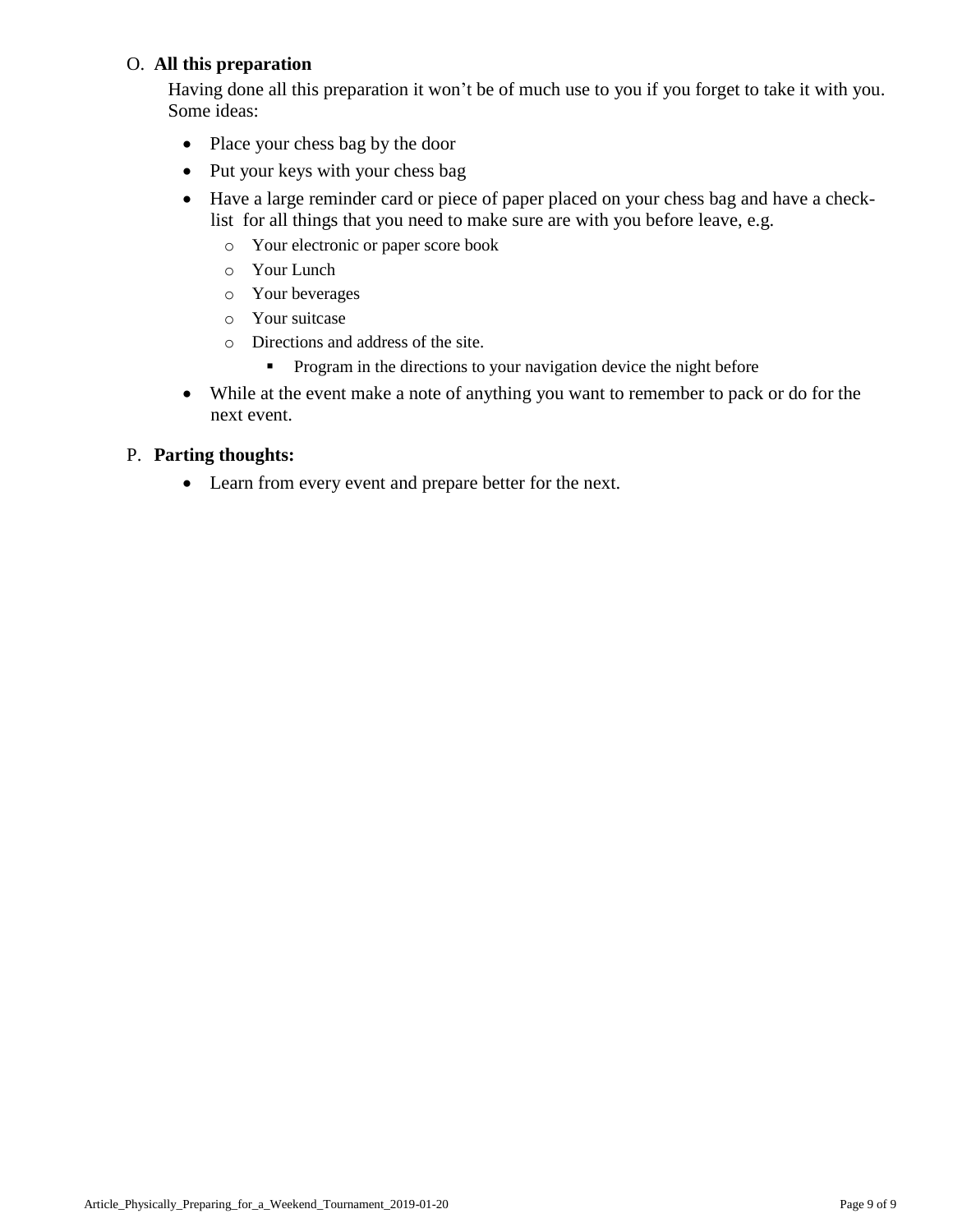O. **All this preparation**

Having done all this preparation it won't be of much use to you if you forget to take it with you. Some ideas:

- Place your chess bag by the door
- Put your keys with your chess bag
- Have a large reminder card or piece of paper placed on your chess bag and have a check-list for all things that you need to make sure are with you before leave, e.g.
  - Your electronic or paper score book
  - Your Lunch
  - Your beverages
  - Your suitcase
  - Directions and address of the site.
    - Program in the directions to your navigation device the night before
- While at the event make a note of anything you want to remember to pack or do for the next event.

P. **Parting thoughts:**

- Learn from every event and prepare better for the next.